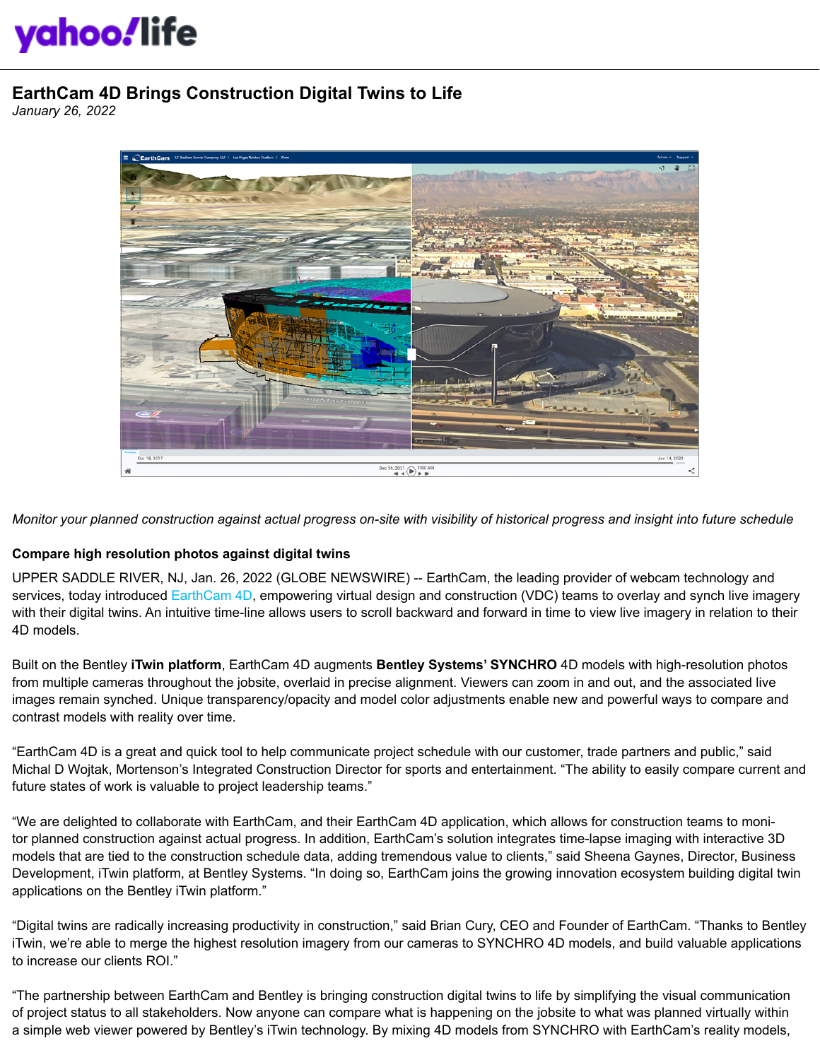# EarthCam 4D Brings Construction Digital Twins to Life

*January 26, 2022*

*Monitor your planned construction against actual progress on-site with visibility of historical progress and insight into future schedule*

**Compare high resolution photos against digital twins**

UPPER SADDLE RIVER, NJ, Jan. 26, 2022 (GLOBE NEWSWIRE) -- EarthCam, the leading provider of webcam technology and services, today introduced EarthCam 4D, empowering virtual design and construction (VDC) teams to overlay and synch live imagery with their digital twins. An intuitive time-line allows users to scroll backward and forward in time to view live imagery in relation to their 4D models.

Built on the Bentley **iTwin platform**, EarthCam 4D augments **Bentley Systems' SYNCHRO** 4D models with high-resolution photos from multiple cameras throughout the jobsite, overlaid in precise alignment. Viewers can zoom in and out, and the associated live images remain synched. Unique transparency/opacity and model color adjustments enable new and powerful ways to compare and contrast models with reality over time.

"EarthCam 4D is a great and quick tool to help communicate project schedule with our customer, trade partners and public," said Michal D Wojtak, Mortenson's Integrated Construction Director for sports and entertainment. "The ability to easily compare current and future states of work is valuable to project leadership teams."

"We are delighted to collaborate with EarthCam, and their EarthCam 4D application, which allows for construction teams to monitor planned construction against actual progress. In addition, EarthCam's solution integrates time-lapse imaging with interactive 3D models that are tied to the construction schedule data, adding tremendous value to clients," said Sheena Gaynes, Director, Business Development, iTwin platform, at Bentley Systems. "In doing so, EarthCam joins the growing innovation ecosystem building digital twin applications on the Bentley iTwin platform."

"Digital twins are radically increasing productivity in construction," said Brian Cury, CEO and Founder of EarthCam. "Thanks to Bentley iTwin, we're able to merge the highest resolution imagery from our cameras to SYNCHRO 4D models, and build valuable applications to increase our clients ROI."

"The partnership between EarthCam and Bentley is bringing construction digital twins to life by simplifying the visual communication of project status to all stakeholders. Now anyone can compare what is happening on the jobsite to what was planned virtually within a simple web viewer powered by Bentley's iTwin technology. By mixing 4D models from SYNCHRO with EarthCam's reality models,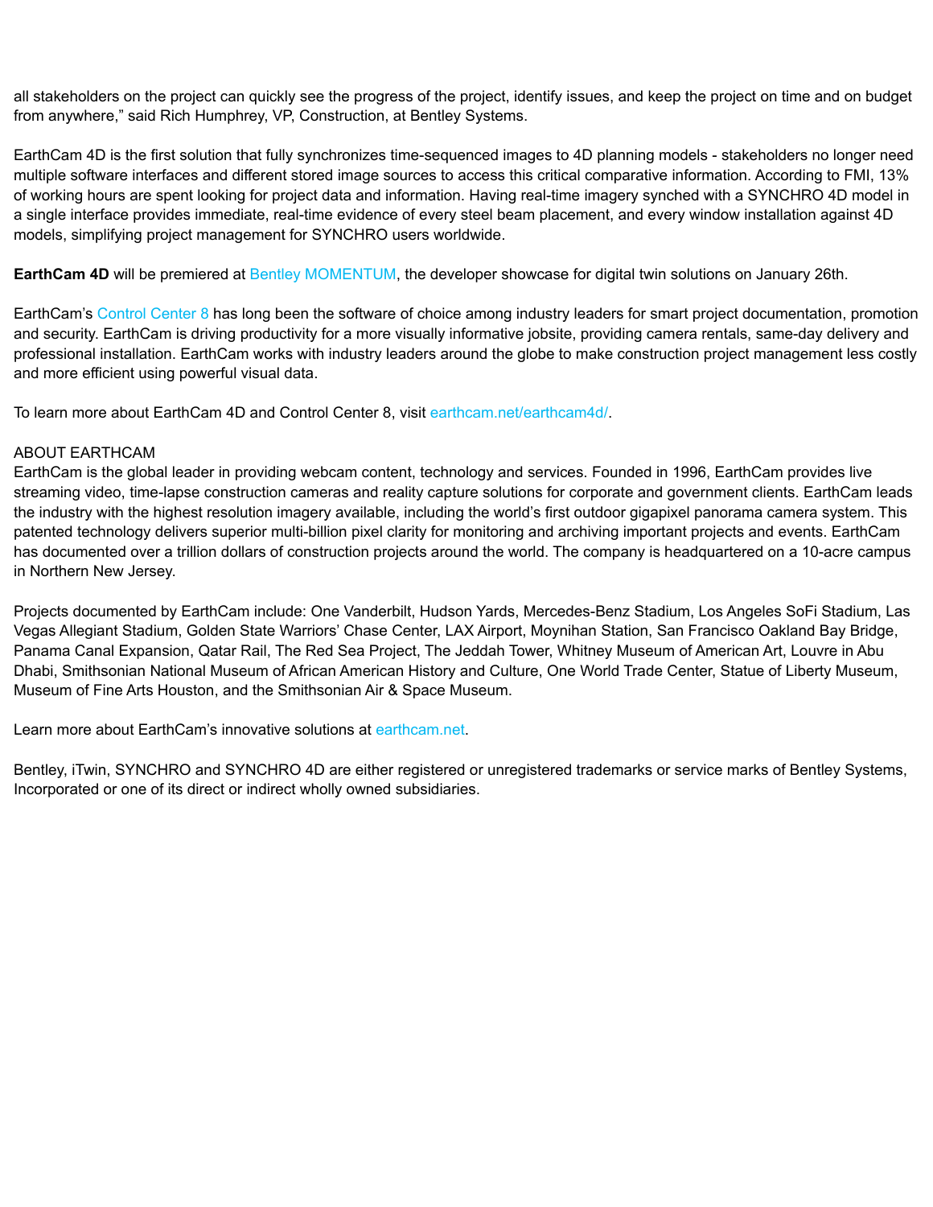all stakeholders on the project can quickly see the progress of the project, identify issues, and keep the project on time and on budget from anywhere," said Rich Humphrey, VP, Construction, at Bentley Systems.

EarthCam 4D is the first solution that fully synchronizes time-sequenced images to 4D planning models - stakeholders no longer need multiple software interfaces and different stored image sources to access this critical comparative information. According to FMI, 13% of working hours are spent looking for project data and information. Having real-time imagery synched with a SYNCHRO 4D model in a single interface provides immediate, real-time evidence of every steel beam placement, and every window installation against 4D models, simplifying project management for SYNCHRO users worldwide.

**EarthCam 4D** will be premiered at Bentley MOMENTUM, the developer showcase for digital twin solutions on January 26th.

EarthCam's Control Center 8 has long been the software of choice among industry leaders for smart project documentation, promotion and security. EarthCam is driving productivity for a more visually informative jobsite, providing camera rentals, same-day delivery and professional installation. EarthCam works with industry leaders around the globe to make construction project management less costly and more efficient using powerful visual data.

To learn more about EarthCam 4D and Control Center 8, visit earthcam.net/earthcam4d/.

ABOUT EARTHCAM
EarthCam is the global leader in providing webcam content, technology and services. Founded in 1996, EarthCam provides live streaming video, time-lapse construction cameras and reality capture solutions for corporate and government clients. EarthCam leads the industry with the highest resolution imagery available, including the world's first outdoor gigapixel panorama camera system. This patented technology delivers superior multi-billion pixel clarity for monitoring and archiving important projects and events. EarthCam has documented over a trillion dollars of construction projects around the world. The company is headquartered on a 10-acre campus in Northern New Jersey.

Projects documented by EarthCam include: One Vanderbilt, Hudson Yards, Mercedes-Benz Stadium, Los Angeles SoFi Stadium, Las Vegas Allegiant Stadium, Golden State Warriors' Chase Center, LAX Airport, Moynihan Station, San Francisco Oakland Bay Bridge, Panama Canal Expansion, Qatar Rail, The Red Sea Project, The Jeddah Tower, Whitney Museum of American Art, Louvre in Abu Dhabi, Smithsonian National Museum of African American History and Culture, One World Trade Center, Statue of Liberty Museum, Museum of Fine Arts Houston, and the Smithsonian Air & Space Museum.

Learn more about EarthCam's innovative solutions at earthcam.net.

Bentley, iTwin, SYNCHRO and SYNCHRO 4D are either registered or unregistered trademarks or service marks of Bentley Systems, Incorporated or one of its direct or indirect wholly owned subsidiaries.